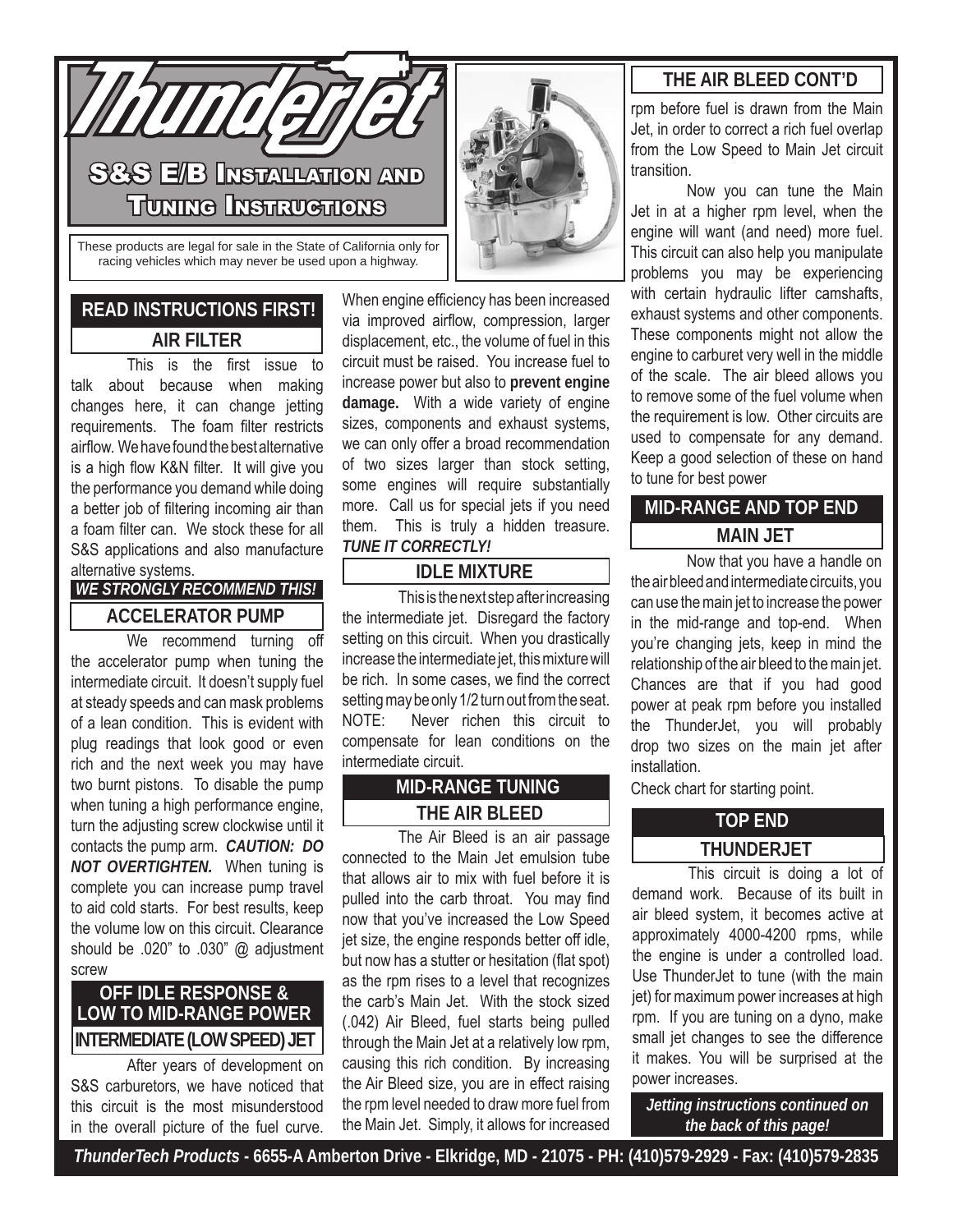# ThunderJet

## S&S E/B Installation and Tuning Instructions

These products are legal for sale in the State of California only for racing vehicles which may never be used upon a highway.

## READ INSTRUCTIONS FIRST!

### AIR FILTER

This is the first issue to talk about because when making changes here, it can change jetting requirements. The foam filter restricts airflow. We have found the best alternative is a high flow K&N filter. It will give you the performance you demand while doing a better job of filtering incoming air than a foam filter can. We stock these for all S&S applications and also manufacture alternative systems.

***WE STRONGLY RECOMMEND THIS!***

### ACCELERATOR PUMP

We recommend turning off the accelerator pump when tuning the intermediate circuit. It doesn't supply fuel at steady speeds and can mask problems of a lean condition. This is evident with plug readings that look good or even rich and the next week you may have two burnt pistons. To disable the pump when tuning a high performance engine, turn the adjusting screw clockwise until it contacts the pump arm. ***CAUTION: DO NOT OVERTIGHTEN.*** When tuning is complete you can increase pump travel to aid cold starts. For best results, keep the volume low on this circuit. Clearance should be .020" to .030" @ adjustment screw

## OFF IDLE RESPONSE & LOW TO MID-RANGE POWER

### INTERMEDIATE (LOW SPEED) JET

After years of development on S&S carburetors, we have noticed that this circuit is the most misunderstood in the overall picture of the fuel curve. When engine efficiency has been increased via improved airflow, compression, larger displacement, etc., the volume of fuel in this circuit must be raised. You increase fuel to increase power but also to **prevent engine damage.** With a wide variety of engine sizes, components and exhaust systems, we can only offer a broad recommendation of two sizes larger than stock setting, some engines will require substantially more. Call us for special jets if you need them. This is truly a hidden treasure. ***TUNE IT CORRECTLY!***

### IDLE MIXTURE

This is the next step after increasing the intermediate jet. Disregard the factory setting on this circuit. When you drastically increase the intermediate jet, this mixture will be rich. In some cases, we find the correct setting may be only 1/2 turn out from the seat. NOTE: Never richen this circuit to compensate for lean conditions on the intermediate circuit.

## MID-RANGE TUNING

### THE AIR BLEED

The Air Bleed is an air passage connected to the Main Jet emulsion tube that allows air to mix with fuel before it is pulled into the carb throat. You may find now that you've increased the Low Speed jet size, the engine responds better off idle, but now has a stutter or hesitation (flat spot) as the rpm rises to a level that recognizes the carb's Main Jet. With the stock sized (.042) Air Bleed, fuel starts being pulled through the Main Jet at a relatively low rpm, causing this rich condition. By increasing the Air Bleed size, you are in effect raising the rpm level needed to draw more fuel from the Main Jet. Simply, it allows for increased

### THE AIR BLEED CONT'D

rpm before fuel is drawn from the Main Jet, in order to correct a rich fuel overlap from the Low Speed to Main Jet circuit transition.

Now you can tune the Main Jet in at a higher rpm level, when the engine will want (and need) more fuel. This circuit can also help you manipulate problems you may be experiencing with certain hydraulic lifter camshafts, exhaust systems and other components. These components might not allow the engine to carburet very well in the middle of the scale. The air bleed allows you to remove some of the fuel volume when the requirement is low. Other circuits are used to compensate for any demand. Keep a good selection of these on hand to tune for best power

## MID-RANGE AND TOP END

### MAIN JET

Now that you have a handle on the air bleed and intermediate circuits, you can use the main jet to increase the power in the mid-range and top-end. When you're changing jets, keep in mind the relationship of the air bleed to the main jet. Chances are that if you had good power at peak rpm before you installed the ThunderJet, you will probably drop two sizes on the main jet after installation.

Check chart for starting point.

## TOP END

### THUNDERJET

This circuit is doing a lot of demand work. Because of its built in air bleed system, it becomes active at approximately 4000-4200 rpms, while the engine is under a controlled load. Use ThunderJet to tune (with the main jet) for maximum power increases at high rpm. If you are tuning on a dyno, make small jet changes to see the difference it makes. You will be surprised at the power increases.

***Jetting instructions continued on the back of this page!***

***ThunderTech Products*** **- 6655-A Amberton Drive - Elkridge, MD - 21075 - PH: (410)579-2929 - Fax: (410)579-2835**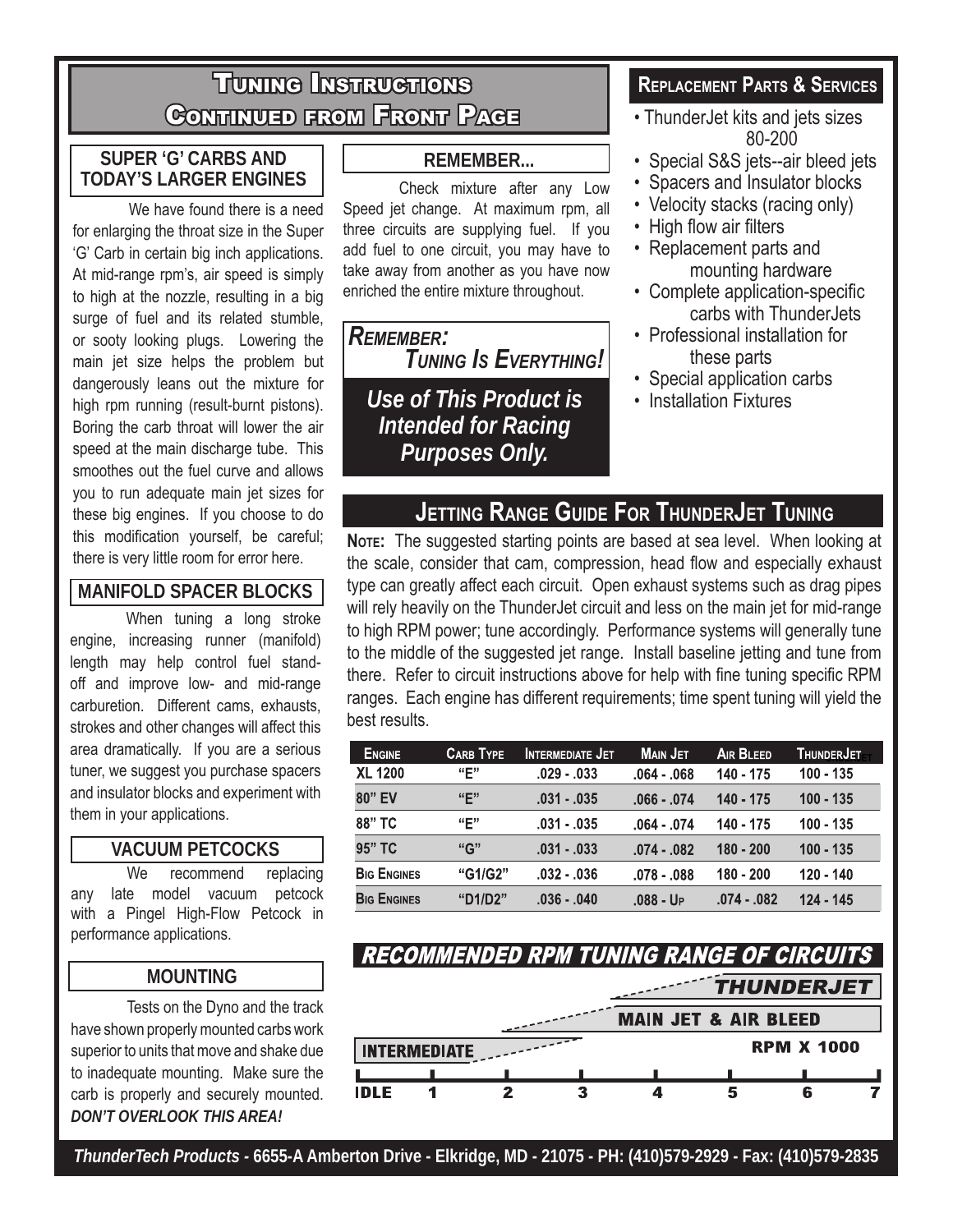# Tuning Instructions Continued from Front Page

### SUPER 'G' CARBS AND TODAY'S LARGER ENGINES

We have found there is a need for enlarging the throat size in the Super 'G' Carb in certain big inch applications. At mid-range rpm's, air speed is simply to high at the nozzle, resulting in a big surge of fuel and its related stumble, or sooty looking plugs. Lowering the main jet size helps the problem but dangerously leans out the mixture for high rpm running (result-burnt pistons). Boring the carb throat will lower the air speed at the main discharge tube. This smoothes out the fuel curve and allows you to run adequate main jet sizes for these big engines. If you choose to do this modification yourself, be careful; there is very little room for error here.

### MANIFOLD SPACER BLOCKS

When tuning a long stroke engine, increasing runner (manifold) length may help control fuel stand-off and improve low- and mid-range carburetion. Different cams, exhausts, strokes and other changes will affect this area dramatically. If you are a serious tuner, we suggest you purchase spacers and insulator blocks and experiment with them in your applications.

### VACUUM PETCOCKS

We recommend replacing any late model vacuum petcock with a Pingel High-Flow Petcock in performance applications.

### MOUNTING

Tests on the Dyno and the track have shown properly mounted carbs work superior to units that move and shake due to inadequate mounting. Make sure the carb is properly and securely mounted. ***DON'T OVERLOOK THIS AREA!***

### REMEMBER...

Check mixture after any Low Speed jet change. At maximum rpm, all three circuits are supplying fuel. If you add fuel to one circuit, you may have to take away from another as you have now enriched the entire mixture throughout.

***REMEMBER: TUNING IS EVERYTHING!***

***Use of This Product is Intended for Racing Purposes Only.***

### REPLACEMENT PARTS & SERVICES

- ThunderJet kits and jets sizes 80-200
- Special S&S jets--air bleed jets
- Spacers and Insulator blocks
- Velocity stacks (racing only)
- High flow air filters
- Replacement parts and mounting hardware
- Complete application-specific carbs with ThunderJets
- Professional installation for these parts
- Special application carbs
- Installation Fixtures

## JETTING RANGE GUIDE FOR THUNDERJET TUNING

**NOTE:** The suggested starting points are based at sea level. When looking at the scale, consider that cam, compression, head flow and especially exhaust type can greatly affect each circuit. Open exhaust systems such as drag pipes will rely heavily on the ThunderJet circuit and less on the main jet for mid-range to high RPM power; tune accordingly. Performance systems will generally tune to the middle of the suggested jet range. Install baseline jetting and tune from there. Refer to circuit instructions above for help with fine tuning specific RPM ranges. Each engine has different requirements; time spent tuning will yield the best results.

| ENGINE | CARB TYPE | INTERMEDIATE JET | MAIN JET | AIR BLEED | THUNDERJET |
|---|---|---|---|---|---|
| XL 1200 | "E" | .029 - .033 | .064 - .068 | 140 - 175 | 100 - 135 |
| 80" EV | "E" | .031 - .035 | .066 - .074 | 140 - 175 | 100 - 135 |
| 88" TC | "E" | .031 - .035 | .064 - .074 | 140 - 175 | 100 - 135 |
| 95" TC | "G" | .031 - .033 | .074 - .082 | 180 - 200 | 100 - 135 |
| BIG ENGINES | "G1/G2" | .032 - .036 | .078 - .088 | 180 - 200 | 120 - 140 |
| BIG ENGINES | "D1/D2" | .036 - .040 | .088 - UP | .074 - .082 | 124 - 145 |

## RECOMMENDED RPM TUNING RANGE OF CIRCUITS

THUNDERJET — MAIN JET & AIR BLEED — INTERMEDIATE

RPM X 1000: IDLE 1 2 3 4 5 6 7

***ThunderTech Products*** - **6655-A Amberton Drive - Elkridge, MD - 21075 - PH: (410)579-2929 - Fax: (410)579-2835**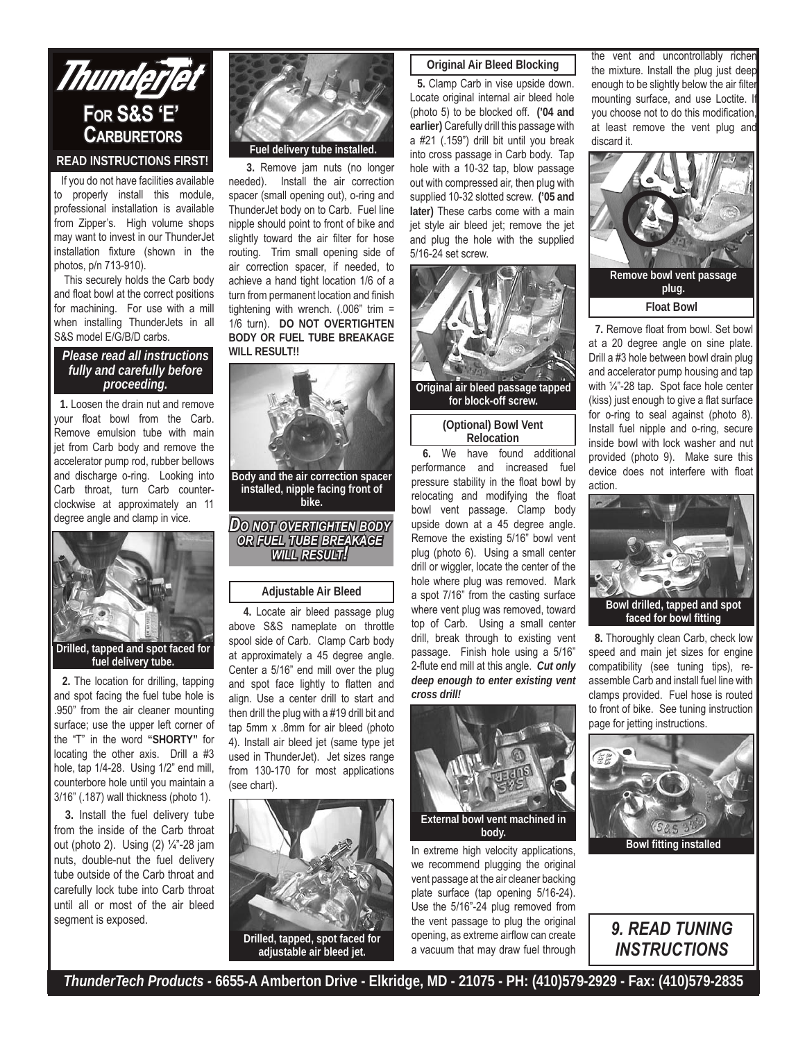# ThunderJet

## For S&S 'E' Carburetors

**READ INSTRUCTIONS FIRST!**

If you do not have facilities available to properly install this module, professional installation is available from Zipper's. High volume shops may want to invest in our ThunderJet installation fixture (shown in the photos, p/n 713-910).

This securely holds the Carb body and float bowl at the correct positions for machining. For use with a mill when installing ThunderJets in all S&S model E/G/B/D carbs.

***Please read all instructions fully and carefully before proceeding.***

**1.** Loosen the drain nut and remove your float bowl from the Carb. Remove emulsion tube with main jet from Carb body and remove the accelerator pump rod, rubber bellows and discharge o-ring. Looking into Carb throat, turn Carb counter-clockwise at approximately an 11 degree angle and clamp in vice.

**Drilled, tapped and spot faced for fuel delivery tube.**

**2.** The location for drilling, tapping and spot facing the fuel tube hole is .950" from the air cleaner mounting surface; use the upper left corner of the "T" in the word **"SHORTY"** for locating the other axis. Drill a #3 hole, tap 1/4-28. Using 1/2" end mill, counterbore hole until you maintain a 3/16" (.187) wall thickness (photo 1).

**3.** Install the fuel delivery tube from the inside of the Carb throat out (photo 2). Using (2) ¼"-28 jam nuts, double-nut the fuel delivery tube outside of the Carb throat and carefully lock tube into Carb throat until all or most of the air bleed segment is exposed.

**Fuel delivery tube installed.**

**3.** Remove jam nuts (no longer needed). Install the air correction spacer (small opening out), o-ring and ThunderJet body on to Carb. Fuel line nipple should point to front of bike and slightly toward the air filter for hose routing. Trim small opening side of air correction spacer, if needed, to achieve a hand tight location 1/6 of a turn from permanent location and finish tightening with wrench. (.006" trim = 1/6 turn). **DO NOT OVERTIGHTEN BODY OR FUEL TUBE BREAKAGE WILL RESULT!!**

**Body and the air correction spacer installed, nipple facing front of bike.**

***DO NOT OVERTIGHTEN BODY OR FUEL TUBE BREAKAGE WILL RESULT!***

### Adjustable Air Bleed

**4.** Locate air bleed passage plug above S&S nameplate on throttle spool side of Carb. Clamp Carb body at approximately a 45 degree angle. Center a 5/16" end mill over the plug and spot face lightly to flatten and align. Use a center drill to start and then drill the plug with a #19 drill bit and tap 5mm x .8mm for air bleed (photo 4). Install air bleed jet (same type jet used in ThunderJet). Jet sizes range from 130-170 for most applications (see chart).

**Drilled, tapped, spot faced for adjustable air bleed jet.**

### Original Air Bleed Blocking

**5.** Clamp Carb in vise upside down. Locate original internal air bleed hole (photo 5) to be blocked off. **('04 and earlier)** Carefully drill this passage with a #21 (.159") drill bit until you break into cross passage in Carb body. Tap hole with a 10-32 tap, blow passage out with compressed air, then plug with supplied 10-32 slotted screw. **('05 and later)** These carbs come with a main jet style air bleed jet; remove the jet and plug the hole with the supplied 5/16-24 set screw.

**Original air bleed passage tapped for block-off screw.**

### (Optional) Bowl Vent Relocation

**6.** We have found additional performance and increased fuel pressure stability in the float bowl by relocating and modifying the float bowl vent passage. Clamp body upside down at a 45 degree angle. Remove the existing 5/16" bowl vent plug (photo 6). Using a small center drill or wiggler, locate the center of the hole where plug was removed. Mark a spot 7/16" from the casting surface where vent plug was removed, toward top of Carb. Using a small center drill, break through to existing vent passage. Finish hole using a 5/16" 2-flute end mill at this angle. ***Cut only deep enough to enter existing vent cross drill!***

**External bowl vent machined in body.**

In extreme high velocity applications, we recommend plugging the original vent passage at the air cleaner backing plate surface (tap opening 5/16-24). Use the 5/16"-24 plug removed from the vent passage to plug the original opening, as extreme airflow can create a vacuum that may draw fuel through the vent and uncontrollably richen the mixture. Install the plug just deep enough to be slightly below the air filter mounting surface, and use Loctite. If you choose not to do this modification, at least remove the vent plug and discard it.

**Remove bowl vent passage plug.**

### Float Bowl

**7.** Remove float from bowl. Set bowl at a 20 degree angle on sine plate. Drill a #3 hole between bowl drain plug and accelerator pump housing and tap with ¼"-28 tap. Spot face hole center (kiss) just enough to give a flat surface for o-ring to seal against (photo 8). Install fuel nipple and o-ring, secure inside bowl with lock washer and nut provided (photo 9). Make sure this device does not interfere with float action.

**Bowl drilled, tapped and spot faced for bowl fitting**

**8.** Thoroughly clean Carb, check low speed and main jet sizes for engine compatibility (see tuning tips), re-assemble Carb and install fuel line with clamps provided. Fuel hose is routed to front of bike. See tuning instruction page for jetting instructions.

**Bowl fitting installed**

***9. READ TUNING INSTRUCTIONS***

***ThunderTech Products*** **- 6655-A Amberton Drive - Elkridge, MD - 21075 - PH: (410)579-2929 - Fax: (410)579-2835**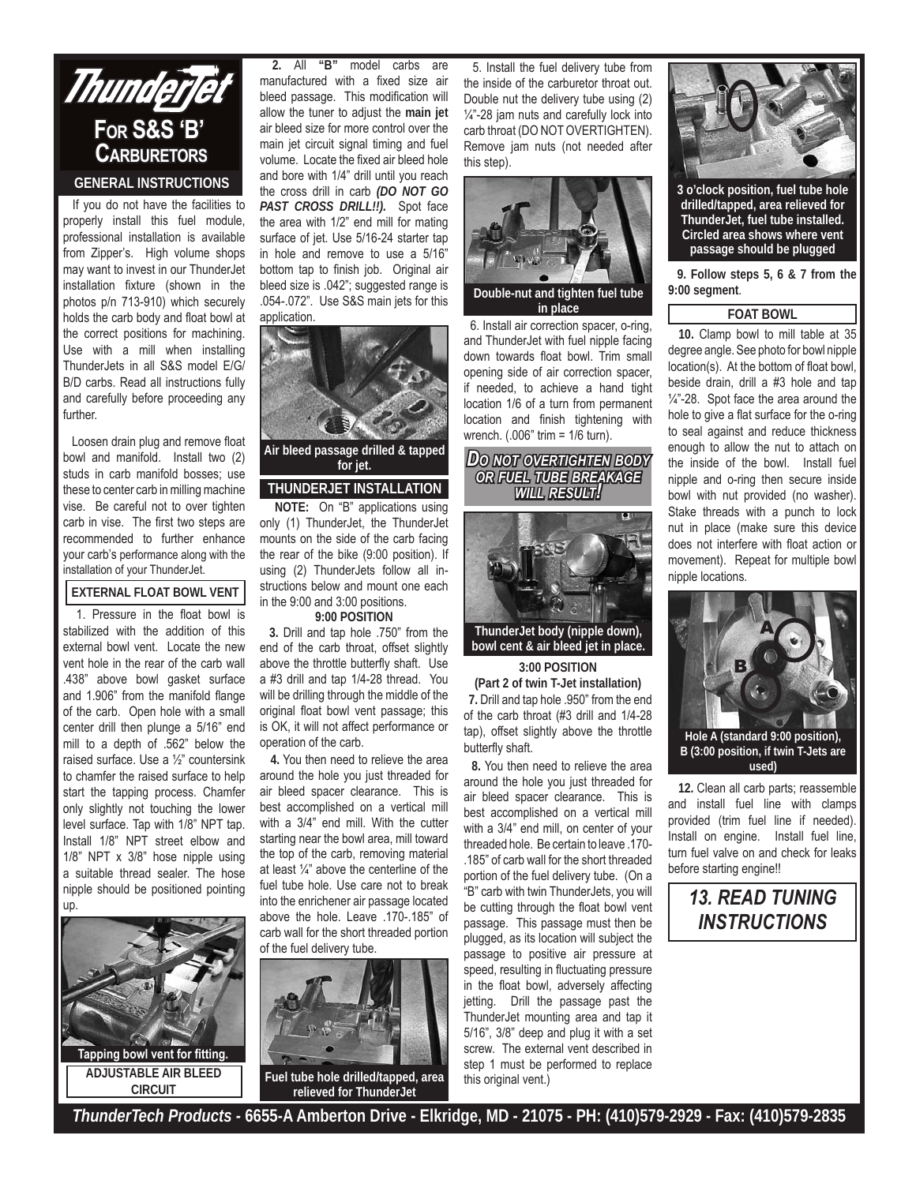# ThunderJet

## For S&S 'B' Carburetors

### GENERAL INSTRUCTIONS

If you do not have the facilities to properly install this fuel module, professional installation is available from Zipper's. High volume shops may want to invest in our ThunderJet installation fixture (shown in the photos p/n 713-910) which securely holds the carb body and float bowl at the correct positions for machining. Use with a mill when installing ThunderJets in all S&S model E/G/B/D carbs. Read all instructions fully and carefully before proceeding any further.

Loosen drain plug and remove float bowl and manifold. Install two (2) studs in carb manifold bosses; use these to center carb in milling machine vise. Be careful not to over tighten carb in vise. The first two steps are recommended to further enhance your carb's performance along with the installation of your ThunderJet.

### EXTERNAL FLOAT BOWL VENT

1. Pressure in the float bowl is stabilized with the addition of this external bowl vent. Locate the new vent hole in the rear of the carb wall .438" above bowl gasket surface and 1.906" from the manifold flange of the carb. Open hole with a small center drill then plunge a 5/16" end mill to a depth of .562" below the raised surface. Use a ½" countersink to chamfer the raised surface to help start the tapping process. Chamfer only slightly not touching the lower level surface. Tap with 1/8" NPT tap. Install 1/8" NPT street elbow and 1/8" NPT x 3/8" hose nipple using a suitable thread sealer. The hose nipple should be positioned pointing up.

Tapping bowl vent for fitting.

### ADJUSTABLE AIR BLEED CIRCUIT

**2.** All **"B"** model carbs are manufactured with a fixed size air bleed passage. This modification will allow the tuner to adjust the **main jet** air bleed size for more control over the main jet circuit signal timing and fuel volume. Locate the fixed air bleed hole and bore with 1/4" drill until you reach the cross drill in carb ***(DO NOT GO PAST CROSS DRILL!!).*** Spot face the area with 1/2" end mill for mating surface of jet. Use 5/16-24 starter tap in hole and remove to use a 5/16" bottom tap to finish job. Original air bleed size is .042"; suggested range is .054-.072". Use S&S main jets for this application.

Air bleed passage drilled & tapped for jet.

### THUNDERJET INSTALLATION

**NOTE:** On "B" applications using only (1) ThunderJet, the ThunderJet mounts on the side of the carb facing the rear of the bike (9:00 position). If using (2) ThunderJets follow all instructions below and mount one each in the 9:00 and 3:00 positions.

#### 9:00 POSITION

**3.** Drill and tap hole .750" from the end of the carb throat, offset slightly above the throttle butterfly shaft. Use a #3 drill and tap 1/4-28 thread. You will be drilling through the middle of the original float bowl vent passage; this is OK, it will not affect performance or operation of the carb.

**4.** You then need to relieve the area around the hole you just threaded for air bleed spacer clearance. This is best accomplished on a vertical mill with a 3/4" end mill. With the cutter starting near the bowl area, mill toward the top of the carb, removing material at least ¼" above the centerline of the fuel tube hole. Use care not to break into the enrichener air passage located above the hole. Leave .170-.185" of carb wall for the short threaded portion of the fuel delivery tube.

Fuel tube hole drilled/tapped, area relieved for ThunderJet

5. Install the fuel delivery tube from the inside of the carburetor throat out. Double nut the delivery tube using (2) ¼"-28 jam nuts and carefully lock into carb throat (DO NOT OVERTIGHTEN). Remove jam nuts (not needed after this step).

Double-nut and tighten fuel tube in place

6. Install air correction spacer, o-ring, and ThunderJet with fuel nipple facing down towards float bowl. Trim small opening side of air correction spacer, if needed, to achieve a hand tight location 1/6 of a turn from permanent location and finish tightening with wrench. (.006" trim = 1/6 turn).

***DO NOT OVERTIGHTEN BODY OR FUEL TUBE BREAKAGE WILL RESULT!***

ThunderJet body (nipple down), bowl cent & air bleed jet in place.

#### 3:00 POSITION
#### (Part 2 of twin T-Jet installation)

**7.** Drill and tap hole .950" from the end of the carb throat (#3 drill and 1/4-28 tap), offset slightly above the throttle butterfly shaft.

**8.** You then need to relieve the area around the hole you just threaded for air bleed spacer clearance. This is best accomplished on a vertical mill with a 3/4" end mill, on center of your threaded hole. Be certain to leave .170-.185" of carb wall for the short threaded portion of the fuel delivery tube. (On a "B" carb with twin ThunderJets, you will be cutting through the float bowl vent passage. This passage must then be plugged, as its location will subject the passage to positive air pressure at speed, resulting in fluctuating pressure in the float bowl, adversely affecting jetting. Drill the passage past the ThunderJet mounting area and tap it 5/16", 3/8" deep and plug it with a set screw. The external vent described in step 1 must be performed to replace this original vent.)

3 o'clock position, fuel tube hole drilled/tapped, area relieved for ThunderJet, fuel tube installed. Circled area shows where vent passage should be plugged

**9. Follow steps 5, 6 & 7 from the 9:00 segment**.

### FOAT BOWL

**10.** Clamp bowl to mill table at 35 degree angle. See photo for bowl nipple location(s). At the bottom of float bowl, beside drain, drill a #3 hole and tap ¼"-28. Spot face the area around the hole to give a flat surface for the o-ring to seal against and reduce thickness enough to allow the nut to attach on the inside of the bowl. Install fuel nipple and o-ring then secure inside bowl with nut provided (no washer). Stake threads with a punch to lock nut in place (make sure this device does not interfere with float action or movement). Repeat for multiple bowl nipple locations.

Hole A (standard 9:00 position), B (3:00 position, if twin T-Jets are used)

**12.** Clean all carb parts; reassemble and install fuel line with clamps provided (trim fuel line if needed). Install on engine. Install fuel line, turn fuel valve on and check for leaks before starting engine!!

***13. READ TUNING INSTRUCTIONS***

*ThunderTech Products* - 6655-A Amberton Drive - Elkridge, MD - 21075 - PH: (410)579-2929 - Fax: (410)579-2835